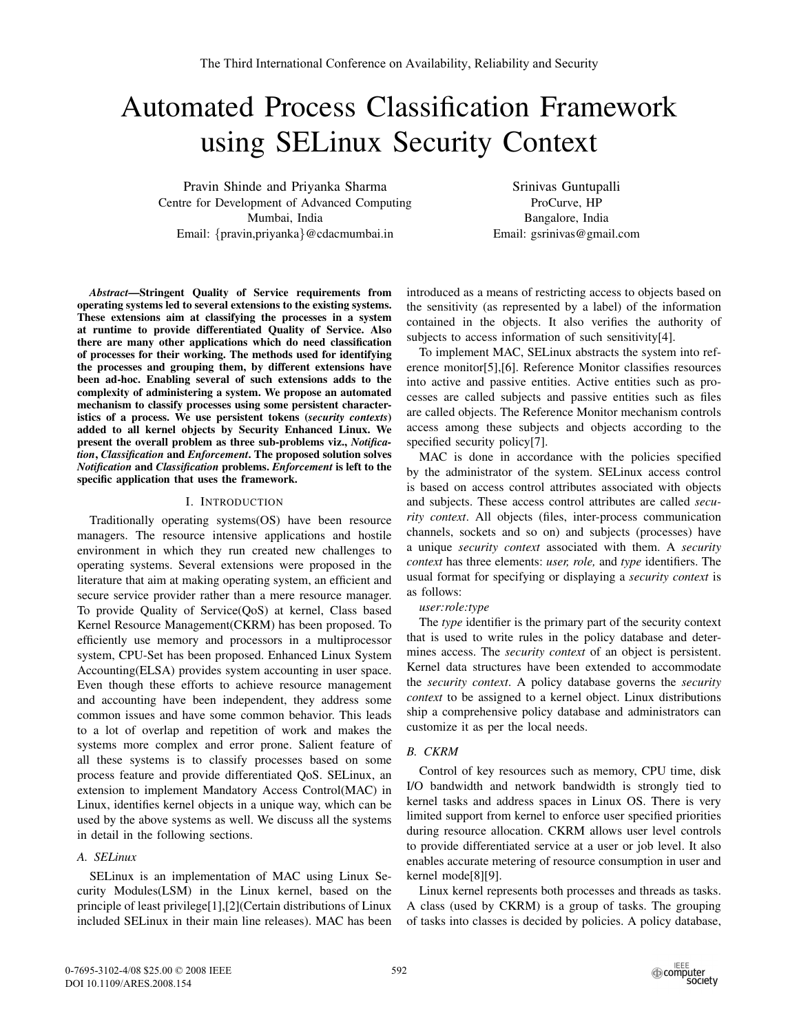# Automated Process Classification Framework using SELinux Security Context

Pravin Shinde and Priyanka Sharma
Centre for Development of Advanced Computing
Mumbai, India
Email: {pravin,priyanka}@cdacmumbai.in

Srinivas Guntupalli
ProCurve, HP
Bangalore, India
Email: gsrinivas@gmail.com

***Abstract*—Stringent Quality of Service requirements from operating systems led to several extensions to the existing systems. These extensions aim at classifying the processes in a system at runtime to provide differentiated Quality of Service. Also there are many other applications which do need classification of processes for their working. The methods used for identifying the processes and grouping them, by different extensions have been ad-hoc. Enabling several of such extensions adds to the complexity of administering a system. We propose an automated mechanism to classify processes using some persistent characteristics of a process. We use persistent tokens (*security contexts*) added to all kernel objects by Security Enhanced Linux. We present the overall problem as three sub-problems viz., *Notification*, *Classification* and *Enforcement*. The proposed solution solves *Notification* and *Classification* problems. *Enforcement* is left to the specific application that uses the framework.**

## I. Introduction

Traditionally operating systems(OS) have been resource managers. The resource intensive applications and hostile environment in which they run created new challenges to operating systems. Several extensions were proposed in the literature that aim at making operating system, an efficient and secure service provider rather than a mere resource manager. To provide Quality of Service(QoS) at kernel, Class based Kernel Resource Management(CKRM) has been proposed. To efficiently use memory and processors in a multiprocessor system, CPU-Set has been proposed. Enhanced Linux System Accounting(ELSA) provides system accounting in user space. Even though these efforts to achieve resource management and accounting have been independent, they address some common issues and have some common behavior. This leads to a lot of overlap and repetition of work and makes the systems more complex and error prone. Salient feature of all these systems is to classify processes based on some process feature and provide differentiated QoS. SELinux, an extension to implement Mandatory Access Control(MAC) in Linux, identifies kernel objects in a unique way, which can be used by the above systems as well. We discuss all the systems in detail in the following sections.

### A. SELinux

SELinux is an implementation of MAC using Linux Security Modules(LSM) in the Linux kernel, based on the principle of least privilege[1],[2](Certain distributions of Linux included SELinux in their main line releases). MAC has been introduced as a means of restricting access to objects based on the sensitivity (as represented by a label) of the information contained in the objects. It also verifies the authority of subjects to access information of such sensitivity[4].

To implement MAC, SELinux abstracts the system into reference monitor[5],[6]. Reference Monitor classifies resources into active and passive entities. Active entities such as processes are called subjects and passive entities such as files are called objects. The Reference Monitor mechanism controls access among these subjects and objects according to the specified security policy[7].

MAC is done in accordance with the policies specified by the administrator of the system. SELinux access control is based on access control attributes associated with objects and subjects. These access control attributes are called *security context*. All objects (files, inter-process communication channels, sockets and so on) and subjects (processes) have a unique *security context* associated with them. A *security context* has three elements: *user, role,* and *type* identifiers. The usual format for specifying or displaying a *security context* is as follows:

*user:role:type*

The *type* identifier is the primary part of the security context that is used to write rules in the policy database and determines access. The *security context* of an object is persistent. Kernel data structures have been extended to accommodate the *security context*. A policy database governs the *security context* to be assigned to a kernel object. Linux distributions ship a comprehensive policy database and administrators can customize it as per the local needs.

### B. CKRM

Control of key resources such as memory, CPU time, disk I/O bandwidth and network bandwidth is strongly tied to kernel tasks and address spaces in Linux OS. There is very limited support from kernel to enforce user specified priorities during resource allocation. CKRM allows user level controls to provide differentiated service at a user or job level. It also enables accurate metering of resource consumption in user and kernel mode[8][9].

Linux kernel represents both processes and threads as tasks. A class (used by CKRM) is a group of tasks. The grouping of tasks into classes is decided by policies. A policy database,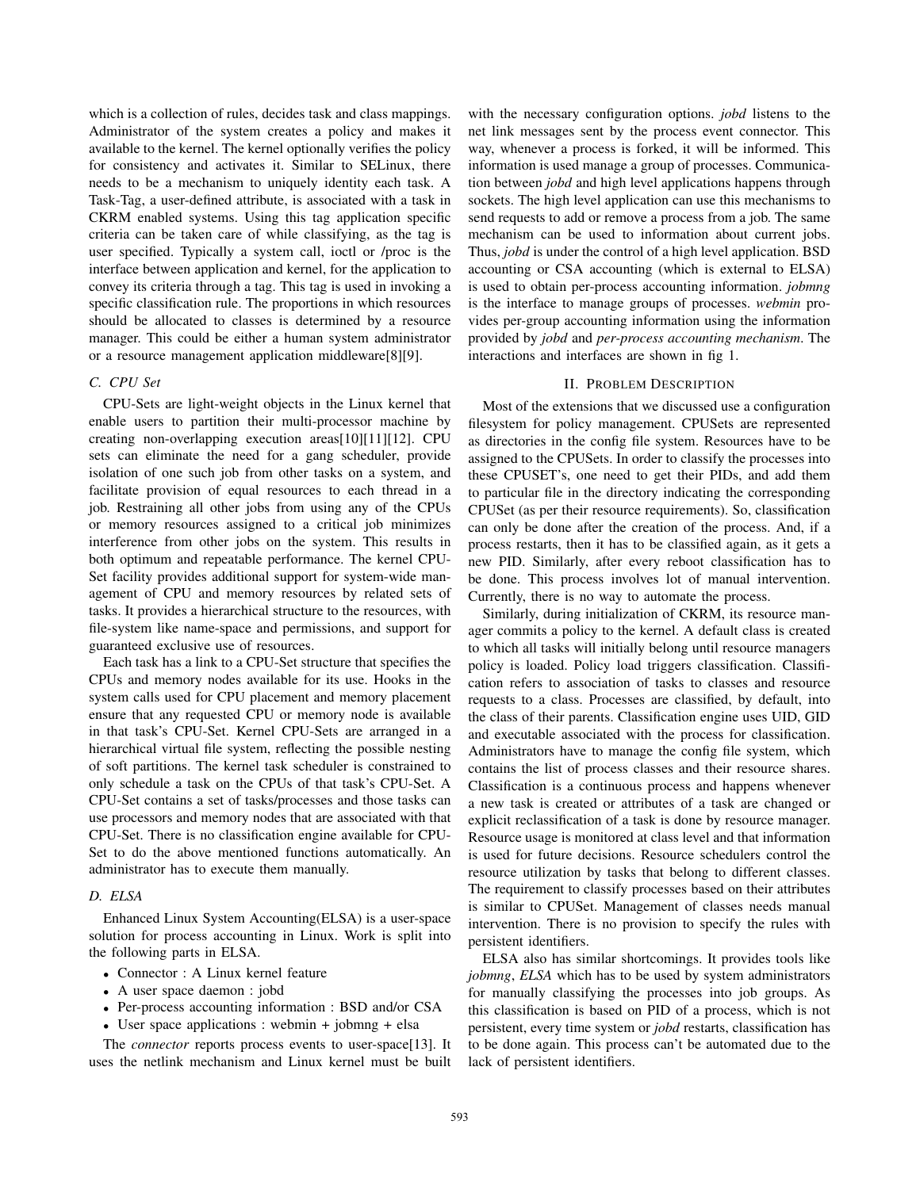which is a collection of rules, decides task and class mappings. Administrator of the system creates a policy and makes it available to the kernel. The kernel optionally verifies the policy for consistency and activates it. Similar to SELinux, there needs to be a mechanism to uniquely identity each task. A Task-Tag, a user-defined attribute, is associated with a task in CKRM enabled systems. Using this tag application specific criteria can be taken care of while classifying, as the tag is user specified. Typically a system call, ioctl or /proc is the interface between application and kernel, for the application to convey its criteria through a tag. This tag is used in invoking a specific classification rule. The proportions in which resources should be allocated to classes is determined by a resource manager. This could be either a human system administrator or a resource management application middleware[8][9].

### C. CPU Set

CPU-Sets are light-weight objects in the Linux kernel that enable users to partition their multi-processor machine by creating non-overlapping execution areas[10][11][12]. CPU sets can eliminate the need for a gang scheduler, provide isolation of one such job from other tasks on a system, and facilitate provision of equal resources to each thread in a job. Restraining all other jobs from using any of the CPUs or memory resources assigned to a critical job minimizes interference from other jobs on the system. This results in both optimum and repeatable performance. The kernel CPU-Set facility provides additional support for system-wide management of CPU and memory resources by related sets of tasks. It provides a hierarchical structure to the resources, with file-system like name-space and permissions, and support for guaranteed exclusive use of resources.

Each task has a link to a CPU-Set structure that specifies the CPUs and memory nodes available for its use. Hooks in the system calls used for CPU placement and memory placement ensure that any requested CPU or memory node is available in that task's CPU-Set. Kernel CPU-Sets are arranged in a hierarchical virtual file system, reflecting the possible nesting of soft partitions. The kernel task scheduler is constrained to only schedule a task on the CPUs of that task's CPU-Set. A CPU-Set contains a set of tasks/processes and those tasks can use processors and memory nodes that are associated with that CPU-Set. There is no classification engine available for CPU-Set to do the above mentioned functions automatically. An administrator has to execute them manually.

### D. ELSA

Enhanced Linux System Accounting(ELSA) is a user-space solution for process accounting in Linux. Work is split into the following parts in ELSA.

- Connector : A Linux kernel feature
- A user space daemon : jobd
- Per-process accounting information : BSD and/or CSA
- User space applications : webmin + jobmng + elsa

The *connector* reports process events to user-space[13]. It uses the netlink mechanism and Linux kernel must be built with the necessary configuration options. *jobd* listens to the net link messages sent by the process event connector. This way, whenever a process is forked, it will be informed. This information is used manage a group of processes. Communication between *jobd* and high level applications happens through sockets. The high level application can use this mechanisms to send requests to add or remove a process from a job. The same mechanism can be used to information about current jobs. Thus, *jobd* is under the control of a high level application. BSD accounting or CSA accounting (which is external to ELSA) is used to obtain per-process accounting information. *jobmng* is the interface to manage groups of processes. *webmin* provides per-group accounting information using the information provided by *jobd* and *per-process accounting mechanism*. The interactions and interfaces are shown in fig 1.

## II. Problem Description

Most of the extensions that we discussed use a configuration filesystem for policy management. CPUSets are represented as directories in the config file system. Resources have to be assigned to the CPUSets. In order to classify the processes into these CPUSET's, one need to get their PIDs, and add them to particular file in the directory indicating the corresponding CPUSet (as per their resource requirements). So, classification can only be done after the creation of the process. And, if a process restarts, then it has to be classified again, as it gets a new PID. Similarly, after every reboot classification has to be done. This process involves lot of manual intervention. Currently, there is no way to automate the process.

Similarly, during initialization of CKRM, its resource manager commits a policy to the kernel. A default class is created to which all tasks will initially belong until resource managers policy is loaded. Policy load triggers classification. Classification refers to association of tasks to classes and resource requests to a class. Processes are classified, by default, into the class of their parents. Classification engine uses UID, GID and executable associated with the process for classification. Administrators have to manage the config file system, which contains the list of process classes and their resource shares. Classification is a continuous process and happens whenever a new task is created or attributes of a task are changed or explicit reclassification of a task is done by resource manager. Resource usage is monitored at class level and that information is used for future decisions. Resource schedulers control the resource utilization by tasks that belong to different classes. The requirement to classify processes based on their attributes is similar to CPUSet. Management of classes needs manual intervention. There is no provision to specify the rules with persistent identifiers.

ELSA also has similar shortcomings. It provides tools like *jobmng*, *ELSA* which has to be used by system administrators for manually classifying the processes into job groups. As this classification is based on PID of a process, which is not persistent, every time system or *jobd* restarts, classification has to be done again. This process can't be automated due to the lack of persistent identifiers.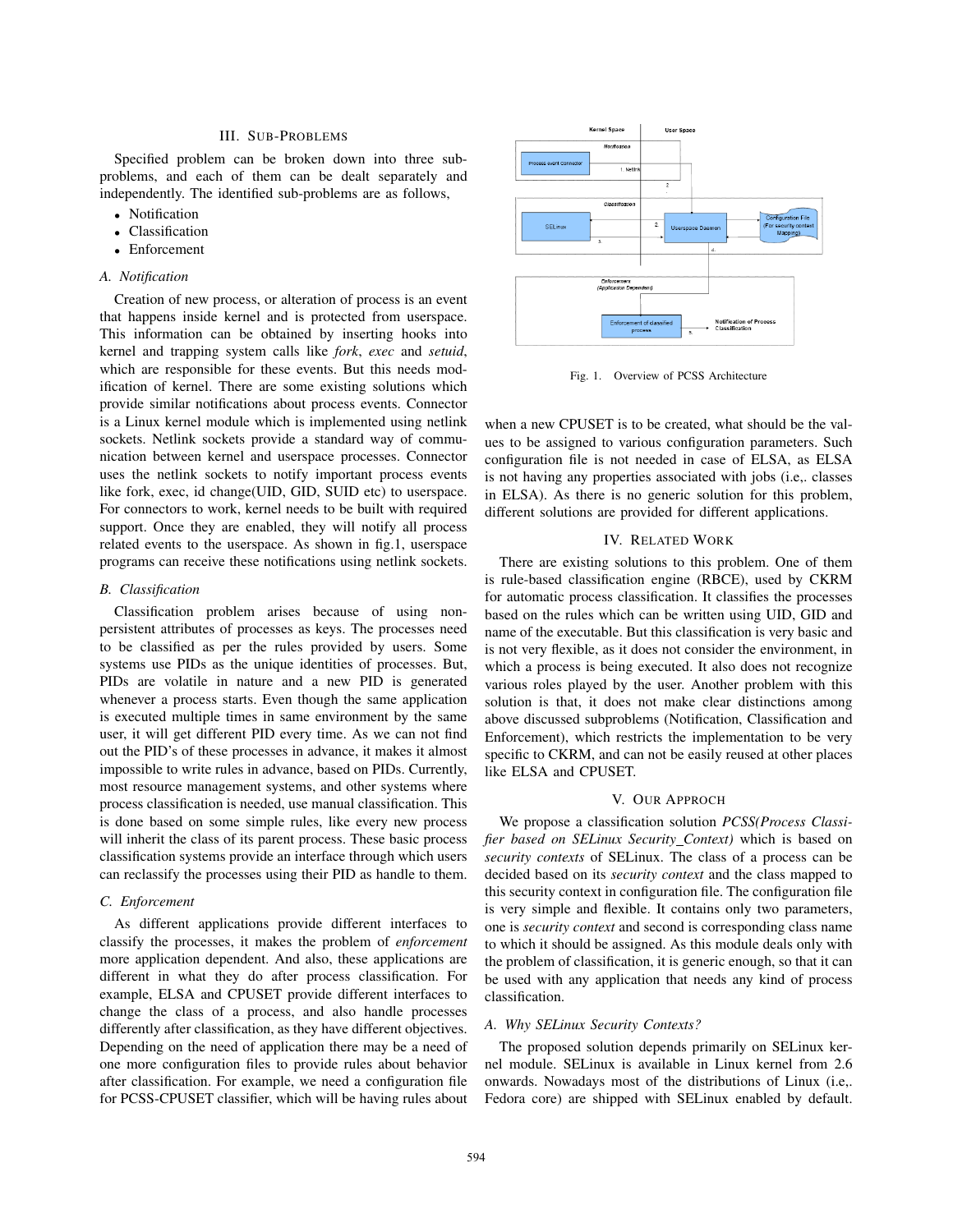## III. Sub-Problems

Specified problem can be broken down into three sub-problems, and each of them can be dealt separately and independently. The identified sub-problems are as follows,

- Notification
- Classification
- Enforcement

### A. Notification

Creation of new process, or alteration of process is an event that happens inside kernel and is protected from userspace. This information can be obtained by inserting hooks into kernel and trapping system calls like *fork*, *exec* and *setuid*, which are responsible for these events. But this needs modification of kernel. There are some existing solutions which provide similar notifications about process events. Connector is a Linux kernel module which is implemented using netlink sockets. Netlink sockets provide a standard way of communication between kernel and userspace processes. Connector uses the netlink sockets to notify important process events like fork, exec, id change(UID, GID, SUID etc) to userspace. For connectors to work, kernel needs to be built with required support. Once they are enabled, they will notify all process related events to the userspace. As shown in fig.1, userspace programs can receive these notifications using netlink sockets.

### B. Classification

Classification problem arises because of using non-persistent attributes of processes as keys. The processes need to be classified as per the rules provided by users. Some systems use PIDs as the unique identities of processes. But, PIDs are volatile in nature and a new PID is generated whenever a process starts. Even though the same application is executed multiple times in same environment by the same user, it will get different PID every time. As we can not find out the PID's of these processes in advance, it makes it almost impossible to write rules in advance, based on PIDs. Currently, most resource management systems, and other systems where process classification is needed, use manual classification. This is done based on some simple rules, like every new process will inherit the class of its parent process. These basic process classification systems provide an interface through which users can reclassify the processes using their PID as handle to them.

### C. Enforcement

As different applications provide different interfaces to classify the processes, it makes the problem of *enforcement* more application dependent. And also, these applications are different in what they do after process classification. For example, ELSA and CPUSET provide different interfaces to change the class of a process, and also handle processes differently after classification, as they have different objectives. Depending on the need of application there may be a need of one more configuration files to provide rules about behavior after classification. For example, we need a configuration file for PCSS-CPUSET classifier, which will be having rules about when a new CPUSET is to be created, what should be the values to be assigned to various configuration parameters. Such configuration file is not needed in case of ELSA, as ELSA is not having any properties associated with jobs (i.e,. classes in ELSA). As there is no generic solution for this problem, different solutions are provided for different applications.

Fig. 1. Overview of PCSS Architecture

## IV. Related Work

There are existing solutions to this problem. One of them is rule-based classification engine (RBCE), used by CKRM for automatic process classification. It classifies the processes based on the rules which can be written using UID, GID and name of the executable. But this classification is very basic and is not very flexible, as it does not consider the environment, in which a process is being executed. It also does not recognize various roles played by the user. Another problem with this solution is that, it does not make clear distinctions among above discussed subproblems (Notification, Classification and Enforcement), which restricts the implementation to be very specific to CKRM, and can not be easily reused at other places like ELSA and CPUSET.

## V. Our Approch

We propose a classification solution *PCSS(Process Classifier based on SELinux Security_Context)* which is based on *security contexts* of SELinux. The class of a process can be decided based on its *security context* and the class mapped to this security context in configuration file. The configuration file is very simple and flexible. It contains only two parameters, one is *security context* and second is corresponding class name to which it should be assigned. As this module deals only with the problem of classification, it is generic enough, so that it can be used with any application that needs any kind of process classification.

### A. Why SELinux Security Contexts?

The proposed solution depends primarily on SELinux kernel module. SELinux is available in Linux kernel from 2.6 onwards. Nowadays most of the distributions of Linux (i.e,. Fedora core) are shipped with SELinux enabled by default.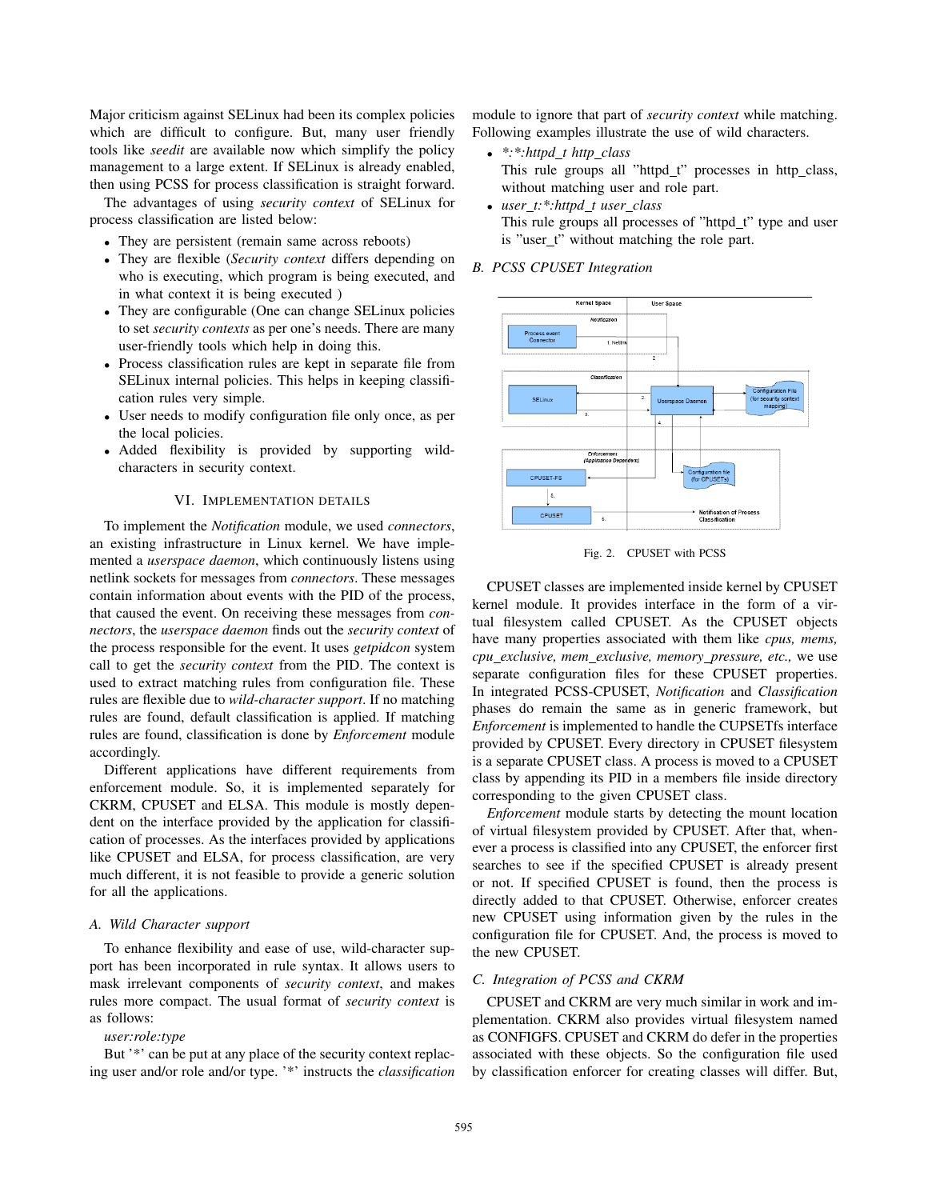Major criticism against SELinux had been its complex policies which are difficult to configure. But, many user friendly tools like *seedit* are available now which simplify the policy management to a large extent. If SELinux is already enabled, then using PCSS for process classification is straight forward.

The advantages of using *security context* of SELinux for process classification are listed below:

- They are persistent (remain same across reboots)
- They are flexible (*Security context* differs depending on who is executing, which program is being executed, and in what context it is being executed )
- They are configurable (One can change SELinux policies to set *security contexts* as per one's needs. There are many user-friendly tools which help in doing this.
- Process classification rules are kept in separate file from SELinux internal policies. This helps in keeping classification rules very simple.
- User needs to modify configuration file only once, as per the local policies.
- Added flexibility is provided by supporting wild-characters in security context.

## VI. Implementation details

To implement the *Notification* module, we used *connectors*, an existing infrastructure in Linux kernel. We have implemented a *userspace daemon*, which continuously listens using netlink sockets for messages from *connectors*. These messages contain information about events with the PID of the process, that caused the event. On receiving these messages from *connectors*, the *userspace daemon* finds out the *security context* of the process responsible for the event. It uses *getpidcon* system call to get the *security context* from the PID. The context is used to extract matching rules from configuration file. These rules are flexible due to *wild-character support*. If no matching rules are found, default classification is applied. If matching rules are found, classification is done by *Enforcement* module accordingly.

Different applications have different requirements from enforcement module. So, it is implemented separately for CKRM, CPUSET and ELSA. This module is mostly dependent on the interface provided by the application for classification of processes. As the interfaces provided by applications like CPUSET and ELSA, for process classification, are very much different, it is not feasible to provide a generic solution for all the applications.

### A. Wild Character support

To enhance flexibility and ease of use, wild-character support has been incorporated in rule syntax. It allows users to mask irrelevant components of *security context*, and makes rules more compact. The usual format of *security context* is as follows:

*user:role:type*

But '*' can be put at any place of the security context replacing user and/or role and/or type. '*' instructs the *classification* module to ignore that part of *security context* while matching. Following examples illustrate the use of wild characters.

- *\*:\*:httpd_t http_class*
  This rule groups all "httpd_t" processes in http_class, without matching user and role part.
- *user_t:\*:httpd_t user_class*
  This rule groups all processes of "httpd_t" type and user is "user_t" without matching the role part.

### B. PCSS CPUSET Integration

Kernel Space
User Space
Notification
Process event Connector
1. Netlink
2
Classification
SELinux
2.
3.
Userspace Daemon
Configuration File (for security context mapping)
4.
Enforcement (Application Dependent)
CPUSET-FS
Configuration file (for CPUSETs)
5.
CPUSET
6.
Notification of Process Classification

Fig. 2. CPUSET with PCSS

CPUSET classes are implemented inside kernel by CPUSET kernel module. It provides interface in the form of a virtual filesystem called CPUSET. As the CPUSET objects have many properties associated with them like *cpus, mems, cpu_exclusive, mem_exclusive, memory_pressure, etc.,* we use separate configuration files for these CPUSET properties. In integrated PCSS-CPUSET, *Notification* and *Classification* phases do remain the same as in generic framework, but *Enforcement* is implemented to handle the CUPSETfs interface provided by CPUSET. Every directory in CPUSET filesystem is a separate CPUSET class. A process is moved to a CPUSET class by appending its PID in a members file inside directory corresponding to the given CPUSET class.

*Enforcement* module starts by detecting the mount location of virtual filesystem provided by CPUSET. After that, whenever a process is classified into any CPUSET, the enforcer first searches to see if the specified CPUSET is already present or not. If specified CPUSET is found, then the process is directly added to that CPUSET. Otherwise, enforcer creates new CPUSET using information given by the rules in the configuration file for CPUSET. And, the process is moved to the new CPUSET.

### C. Integration of PCSS and CKRM

CPUSET and CKRM are very much similar in work and implementation. CKRM also provides virtual filesystem named as CONFIGFS. CPUSET and CKRM do defer in the properties associated with these objects. So the configuration file used by classification enforcer for creating classes will differ. But,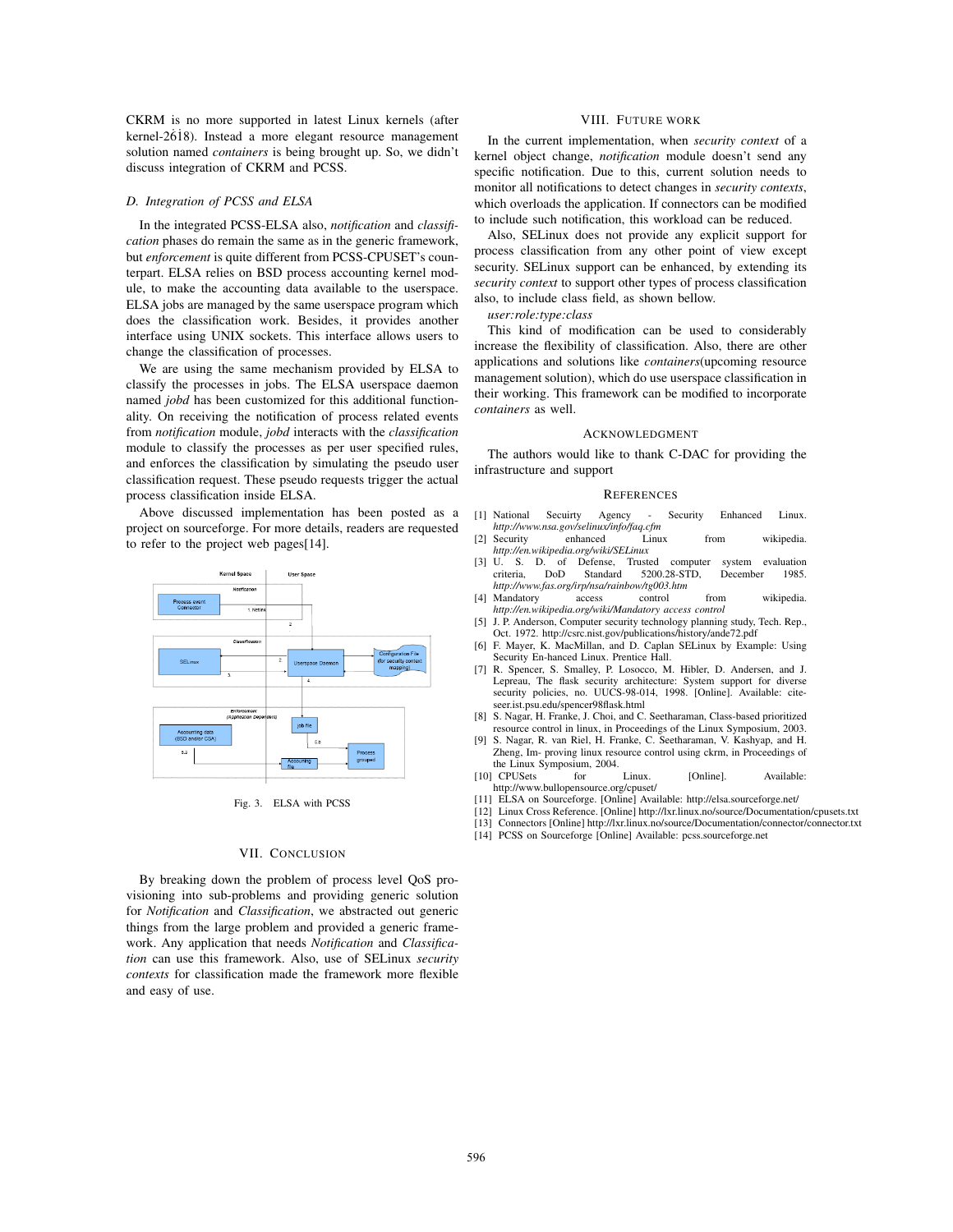CKRM is no more supported in latest Linux kernels (after kernel-26̇18). Instead a more elegant resource management solution named *containers* is being brought up. So, we didn't discuss integration of CKRM and PCSS.

### D. Integration of PCSS and ELSA

In the integrated PCSS-ELSA also, *notification* and *classification* phases do remain the same as in the generic framework, but *enforcement* is quite different from PCSS-CPUSET's counterpart. ELSA relies on BSD process accounting kernel module, to make the accounting data available to the userspace. ELSA jobs are managed by the same userspace program which does the classification work. Besides, it provides another interface using UNIX sockets. This interface allows users to change the classification of processes.

We are using the same mechanism provided by ELSA to classify the processes in jobs. The ELSA userspace daemon named *jobd* has been customized for this additional functionality. On receiving the notification of process related events from *notification* module, *jobd* interacts with the *classification* module to classify the processes as per user specified rules, and enforces the classification by simulating the pseudo user classification request. These pseudo requests trigger the actual process classification inside ELSA.

Above discussed implementation has been posted as a project on sourceforge. For more details, readers are requested to refer to the project web pages[14].

Kernel Space
User Space
Notification
Process event Connector
1. Netlink
2
Classification
SELinux
2.
3.
Userspace Daemon
Configuration File (for security context mapping)
4.
Enforcement (Application Dependent)
job file
Accounting data (BSD and/or CSA)
5.b
5.a
Accounting file
Process grouped

Fig. 3. ELSA with PCSS

## VII. Conclusion

By breaking down the problem of process level QoS provisioning into sub-problems and providing generic solution for *Notification* and *Classification*, we abstracted out generic things from the large problem and provided a generic framework. Any application that needs *Notification* and *Classification* can use this framework. Also, use of SELinux *security contexts* for classification made the framework more flexible and easy of use.

## VIII. Future Work

In the current implementation, when *security context* of a kernel object change, *notification* module doesn't send any specific notification. Due to this, current solution needs to monitor all notifications to detect changes in *security contexts*, which overloads the application. If connectors can be modified to include such notification, this workload can be reduced.

Also, SELinux does not provide any explicit support for process classification from any other point of view except security. SELinux support can be enhanced, by extending its *security context* to support other types of process classification also, to include class field, as shown bellow.

*user:role:type:class*

This kind of modification can be used to considerably increase the flexibility of classification. Also, there are other applications and solutions like *containers*(upcoming resource management solution), which do use userspace classification in their working. This framework can be modified to incorporate *containers* as well.

## Acknowledgment

The authors would like to thank C-DAC for providing the infrastructure and support

## References

[1] National Secuirty Agency - Security Enhanced Linux. *http://www.nsa.gov/selinux/info/faq.cfm*

[2] Security enhanced Linux from wikipedia. *http://en.wikipedia.org/wiki/SELinux*

[3] U. S. D. of Defense, Trusted computer system evaluation criteria, DoD Standard 5200.28-STD, December 1985. *http://www.fas.org/irp/nsa/rainbow/tg003.htm*

[4] Mandatory access control from wikipedia. *http://en.wikipedia.org/wiki/Mandatory access control*

[5] J. P. Anderson, Computer security technology planning study, Tech. Rep., Oct. 1972. http://csrc.nist.gov/publications/history/ande72.pdf

[6] F. Mayer, K. MacMillan, and D. Caplan SELinux by Example: Using Security En-hanced Linux. Prentice Hall.

[7] R. Spencer, S. Smalley, P. Losocco, M. Hibler, D. Andersen, and J. Lepreau, The flask security architecture: System support for diverse security policies, no. UUCS-98-014, 1998. [Online]. Available: citeseer.ist.psu.edu/spencer98flask.html

[8] S. Nagar, H. Franke, J. Choi, and C. Seetharaman, Class-based prioritized resource control in linux, in Proceedings of the Linux Symposium, 2003.

[9] S. Nagar, R. van Riel, H. Franke, C. Seetharaman, V. Kashyap, and H. Zheng, Im- proving linux resource control using ckrm, in Proceedings of the Linux Symposium, 2004.

[10] CPUSets for Linux. [Online]. Available: http://www.bullopensource.org/cpuset/

[11] ELSA on Sourceforge. [Online] Available: http://elsa.sourceforge.net/

[12] Linux Cross Reference. [Online] http://lxr.linux.no/source/Documentation/cpusets.txt

[13] Connectors [Online] http://lxr.linux.no/source/Documentation/connector/connector.txt

[14] PCSS on Sourceforge [Online] Available: pcss.sourceforge.net